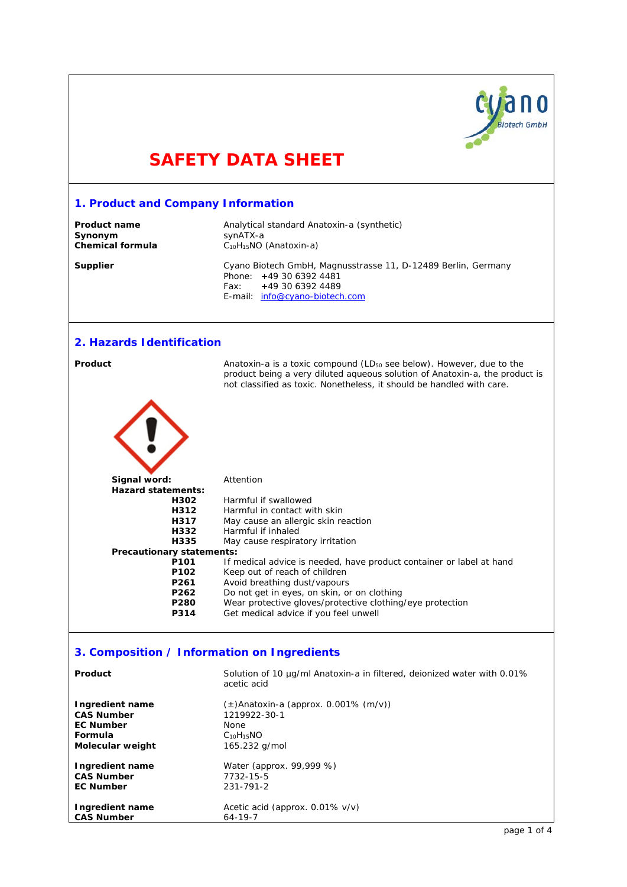# SAFETY DATA SHEET

## 1. Product and Company Information

**Product name** Analytical standard Anatoxin-a (synthetic)
**Synonym** synATX-a
**Chemical formula** $C_{10}H_{15}NO$ (Anatoxin-a)

**Supplier** Cyano Biotech GmbH, Magnusstrasse 11, D-12489 Berlin, Germany
Phone: +49 30 6392 4481
Fax: +49 30 6392 4489
E-mail: info@cyano-biotech.com

## 2. Hazards Identification

**Product** Anatoxin-a is a toxic compound ($LD_{50}$ see below). However, due to the product being a very diluted aqueous solution of Anatoxin-a, the product is not classified as toxic. Nonetheless, it should be handled with care.

**Signal word:** Attention

**Hazard statements:**

- **H302** Harmful if swallowed
- **H312** Harmful in contact with skin
- **H317** May cause an allergic skin reaction
- **H332** Harmful if inhaled
- **H335** May cause respiratory irritation

**Precautionary statements:**

- **P101** If medical advice is needed, have product container or label at hand
- **P102** Keep out of reach of children
- **P261** Avoid breathing dust/vapours
- **P262** Do not get in eyes, on skin, or on clothing
- **P280** Wear protective gloves/protective clothing/eye protection
- **P314** Get medical advice if you feel unwell

## 3. Composition / Information on Ingredients

**Product** Solution of 10 µg/ml Anatoxin-a in filtered, deionized water with 0.01% acetic acid

**Ingredient name** (±)Anatoxin-a (approx. 0.001% (m/v))
**CAS Number** 1219922-30-1
**EC Number** None
**Formula** $C_{10}H_{15}NO$
**Molecular weight** 165.232 g/mol

**Ingredient name** Water (approx. 99,999 %)
**CAS Number** 7732-15-5
**EC Number** 231-791-2

**Ingredient name** Acetic acid (approx. 0.01% v/v)
**CAS Number** 64-19-7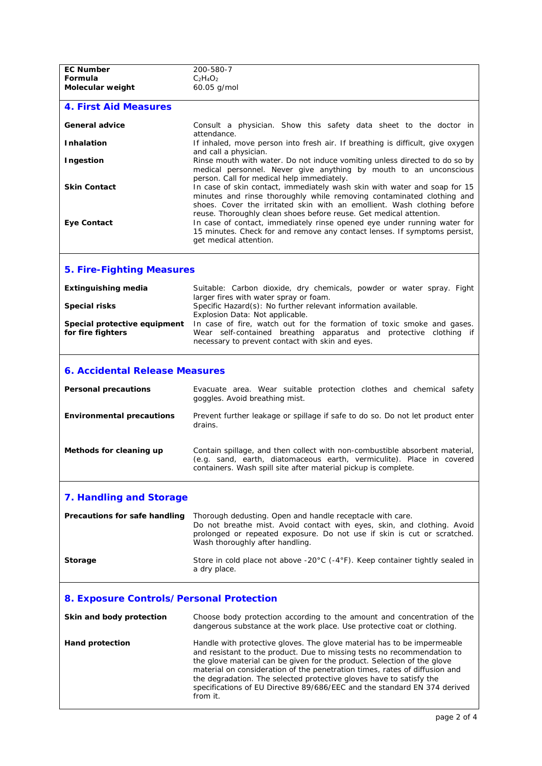| | |
|---|---|
| **EC Number** | 200-580-7 |
| **Formula** | $C_2H_4O_2$ |
| **Molecular weight** | 60.05 g/mol |

## 4. First Aid Measures

| | |
|---|---|
| **General advice** | Consult a physician. Show this safety data sheet to the doctor in attendance. |
| **Inhalation** | If inhaled, move person into fresh air. If breathing is difficult, give oxygen and call a physician. |
| **Ingestion** | Rinse mouth with water. Do not induce vomiting unless directed to do so by medical personnel. Never give anything by mouth to an unconscious person. Call for medical help immediately. |
| **Skin Contact** | In case of skin contact, immediately wash skin with water and soap for 15 minutes and rinse thoroughly while removing contaminated clothing and shoes. Cover the irritated skin with an emollient. Wash clothing before reuse. Thoroughly clean shoes before reuse. Get medical attention. |
| **Eye Contact** | In case of contact, immediately rinse opened eye under running water for 15 minutes. Check for and remove any contact lenses. If symptoms persist, get medical attention. |

## 5. Fire-Fighting Measures

| | |
|---|---|
| **Extinguishing media** | Suitable: Carbon dioxide, dry chemicals, powder or water spray. Fight larger fires with water spray or foam. |
| **Special risks** | Specific Hazard(s): No further relevant information available. Explosion Data: Not applicable. |
| **Special protective equipment for fire fighters** | In case of fire, watch out for the formation of toxic smoke and gases. Wear self-contained breathing apparatus and protective clothing if necessary to prevent contact with skin and eyes. |

## 6. Accidental Release Measures

| | |
|---|---|
| **Personal precautions** | Evacuate area. Wear suitable protection clothes and chemical safety goggles. Avoid breathing mist. |
| **Environmental precautions** | Prevent further leakage or spillage if safe to do so. Do not let product enter drains. |
| **Methods for cleaning up** | Contain spillage, and then collect with non-combustible absorbent material, (e.g. sand, earth, diatomaceous earth, vermiculite). Place in covered containers. Wash spill site after material pickup is complete. |

## 7. Handling and Storage

| | |
|---|---|
| **Precautions for safe handling** | Thorough dedusting. Open and handle receptacle with care. Do not breathe mist. Avoid contact with eyes, skin, and clothing. Avoid prolonged or repeated exposure. Do not use if skin is cut or scratched. Wash thoroughly after handling. |
| **Storage** | Store in cold place not above -20°C (-4°F). Keep container tightly sealed in a dry place. |

## 8. Exposure Controls/Personal Protection

| | |
|---|---|
| **Skin and body protection** | Choose body protection according to the amount and concentration of the dangerous substance at the work place. Use protective coat or clothing. |
| **Hand protection** | Handle with protective gloves. The glove material has to be impermeable and resistant to the product. Due to missing tests no recommendation to the glove material can be given for the product. Selection of the glove material on consideration of the penetration times, rates of diffusion and the degradation. The selected protective gloves have to satisfy the specifications of EU Directive 89/686/EEC and the standard EN 374 derived from it. |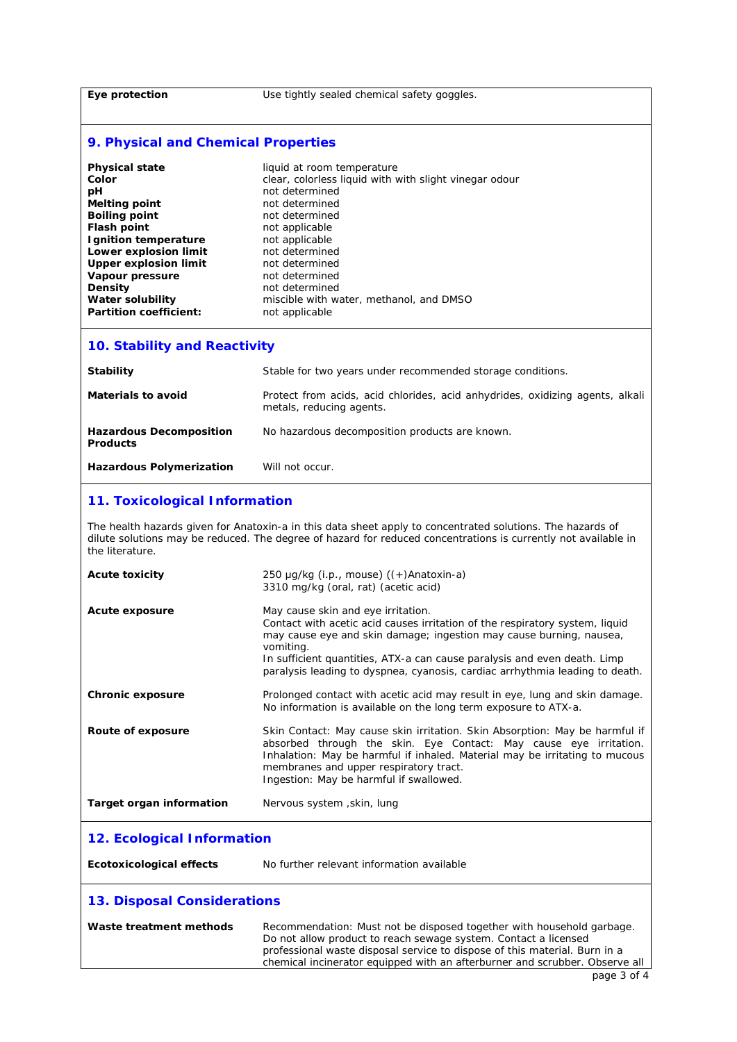| | |
|---|---|
| **Eye protection** | Use tightly sealed chemical safety goggles. |

## 9. Physical and Chemical Properties

| | |
|---|---|
| **Physical state** | liquid at room temperature |
| **Color** | clear, colorless liquid with with slight vinegar odour |
| **pH** | not determined |
| **Melting point** | not determined |
| **Boiling point** | not determined |
| **Flash point** | not applicable |
| **Ignition temperature** | not applicable |
| **Lower explosion limit** | not determined |
| **Upper explosion limit** | not determined |
| **Vapour pressure** | not determined |
| **Density** | not determined |
| **Water solubility** | miscible with water, methanol, and DMSO |
| **Partition coefficient:** | not applicable |

## 10. Stability and Reactivity

| | |
|---|---|
| **Stability** | Stable for two years under recommended storage conditions. |
| **Materials to avoid** | Protect from acids, acid chlorides, acid anhydrides, oxidizing agents, alkali metals, reducing agents. |
| **Hazardous Decomposition Products** | No hazardous decomposition products are known. |
| **Hazardous Polymerization** | Will not occur. |

## 11. Toxicological Information

The health hazards given for Anatoxin-a in this data sheet apply to concentrated solutions. The hazards of dilute solutions may be reduced. The degree of hazard for reduced concentrations is currently not available in the literature.

| | |
|---|---|
| **Acute toxicity** | 250 µg/kg (i.p., mouse) ((+)Anatoxin-a)<br>3310 mg/kg (oral, rat) (acetic acid) |
| **Acute exposure** | May cause skin and eye irritation.<br>Contact with acetic acid causes irritation of the respiratory system, liquid may cause eye and skin damage; ingestion may cause burning, nausea, vomiting.<br>In sufficient quantities, ATX-a can cause paralysis and even death. Limp paralysis leading to dyspnea, cyanosis, cardiac arrhythmia leading to death. |
| **Chronic exposure** | Prolonged contact with acetic acid may result in eye, lung and skin damage. No information is available on the long term exposure to ATX-a. |
| **Route of exposure** | Skin Contact: May cause skin irritation. Skin Absorption: May be harmful if absorbed through the skin. Eye Contact: May cause eye irritation. Inhalation: May be harmful if inhaled. Material may be irritating to mucous membranes and upper respiratory tract.<br>Ingestion: May be harmful if swallowed. |
| **Target organ information** | Nervous system ,skin, lung |

## 12. Ecological Information

| | |
|---|---|
| **Ecotoxicological effects** | No further relevant information available |

## 13. Disposal Considerations

| | |
|---|---|
| **Waste treatment methods** | Recommendation: Must not be disposed together with household garbage. Do not allow product to reach sewage system. Contact a licensed professional waste disposal service to dispose of this material. Burn in a chemical incinerator equipped with an afterburner and scrubber. Observe all |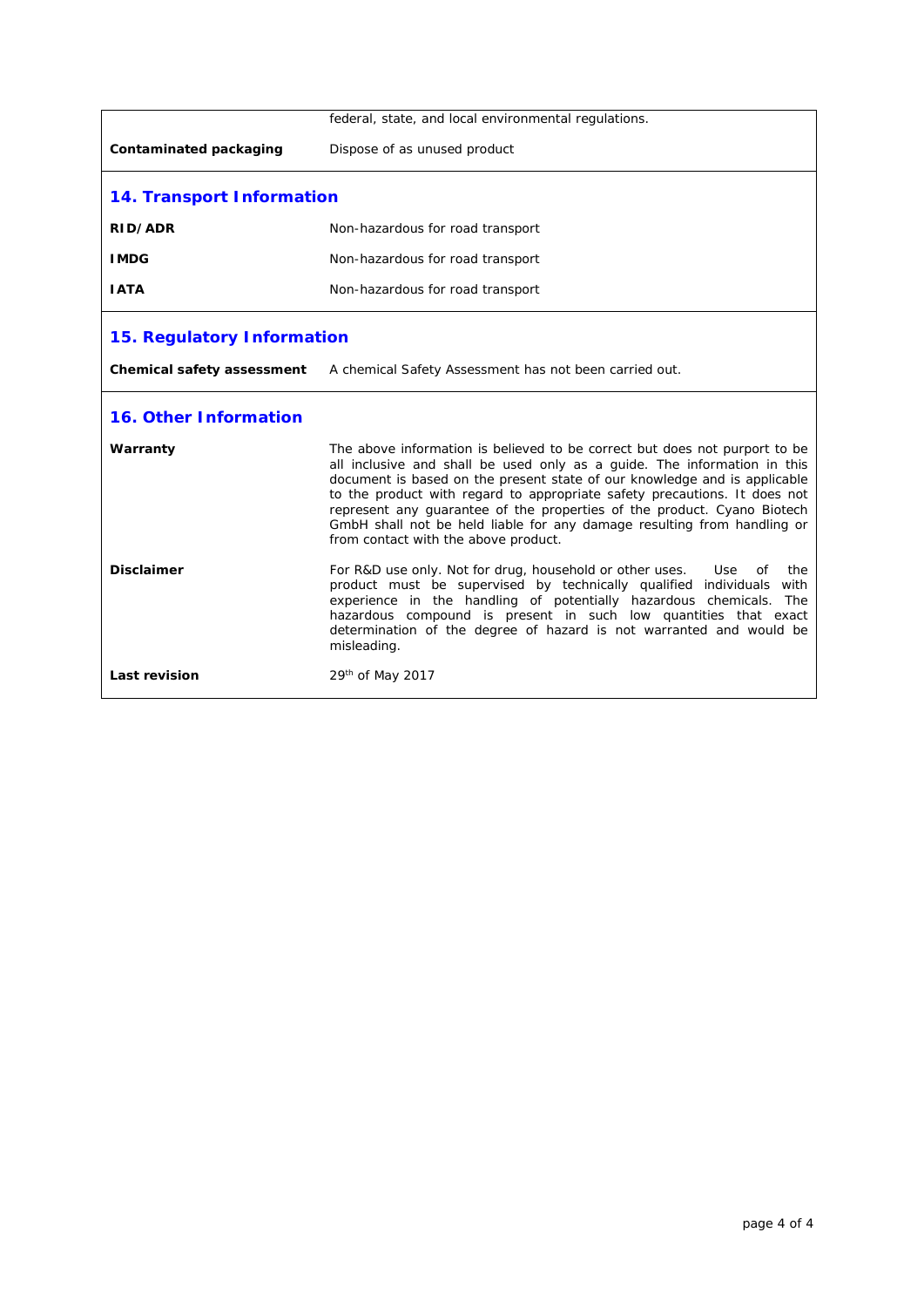| | |
|---|---|
| | federal, state, and local environmental regulations. |
| **Contaminated packaging** | Dispose of as unused product |

## 14. Transport Information

| | |
|---|---|
| **RID/ADR** | Non-hazardous for road transport |
| **IMDG** | Non-hazardous for road transport |
| **IATA** | Non-hazardous for road transport |

## 15. Regulatory Information

| | |
|---|---|
| **Chemical safety assessment** | A chemical Safety Assessment has not been carried out. |

## 16. Other Information

| | |
|---|---|
| **Warranty** | The above information is believed to be correct but does not purport to be all inclusive and shall be used only as a guide. The information in this document is based on the present state of our knowledge and is applicable to the product with regard to appropriate safety precautions. It does not represent any guarantee of the properties of the product. Cyano Biotech GmbH shall not be held liable for any damage resulting from handling or from contact with the above product. |
| **Disclaimer** | For R&D use only. Not for drug, household or other uses. Use of the product must be supervised by technically qualified individuals with experience in the handling of potentially hazardous chemicals. The hazardous compound is present in such low quantities that exact determination of the degree of hazard is not warranted and would be misleading. |
| **Last revision** | 29th of May 2017 |